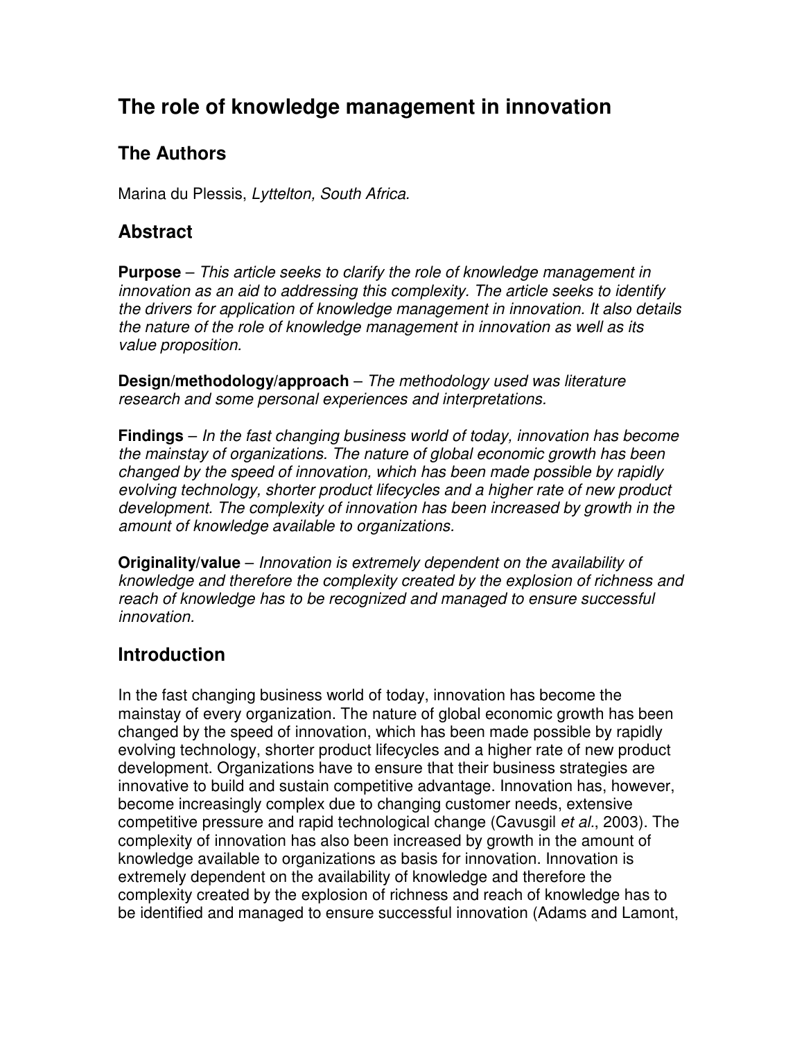# The role of knowledge management in innovation

## The Authors

Marina du Plessis, *Lyttelton, South Africa.*

## Abstract

**Purpose** – *This article seeks to clarify the role of knowledge management in innovation as an aid to addressing this complexity. The article seeks to identify the drivers for application of knowledge management in innovation. It also details the nature of the role of knowledge management in innovation as well as its value proposition.*

**Design/methodology/approach** – *The methodology used was literature research and some personal experiences and interpretations.*

**Findings** – *In the fast changing business world of today, innovation has become the mainstay of organizations. The nature of global economic growth has been changed by the speed of innovation, which has been made possible by rapidly evolving technology, shorter product lifecycles and a higher rate of new product development. The complexity of innovation has been increased by growth in the amount of knowledge available to organizations.*

**Originality/value** – *Innovation is extremely dependent on the availability of knowledge and therefore the complexity created by the explosion of richness and reach of knowledge has to be recognized and managed to ensure successful innovation.*

## Introduction

In the fast changing business world of today, innovation has become the mainstay of every organization. The nature of global economic growth has been changed by the speed of innovation, which has been made possible by rapidly evolving technology, shorter product lifecycles and a higher rate of new product development. Organizations have to ensure that their business strategies are innovative to build and sustain competitive advantage. Innovation has, however, become increasingly complex due to changing customer needs, extensive competitive pressure and rapid technological change (Cavusgil *et al.*, 2003). The complexity of innovation has also been increased by growth in the amount of knowledge available to organizations as basis for innovation. Innovation is extremely dependent on the availability of knowledge and therefore the complexity created by the explosion of richness and reach of knowledge has to be identified and managed to ensure successful innovation (Adams and Lamont,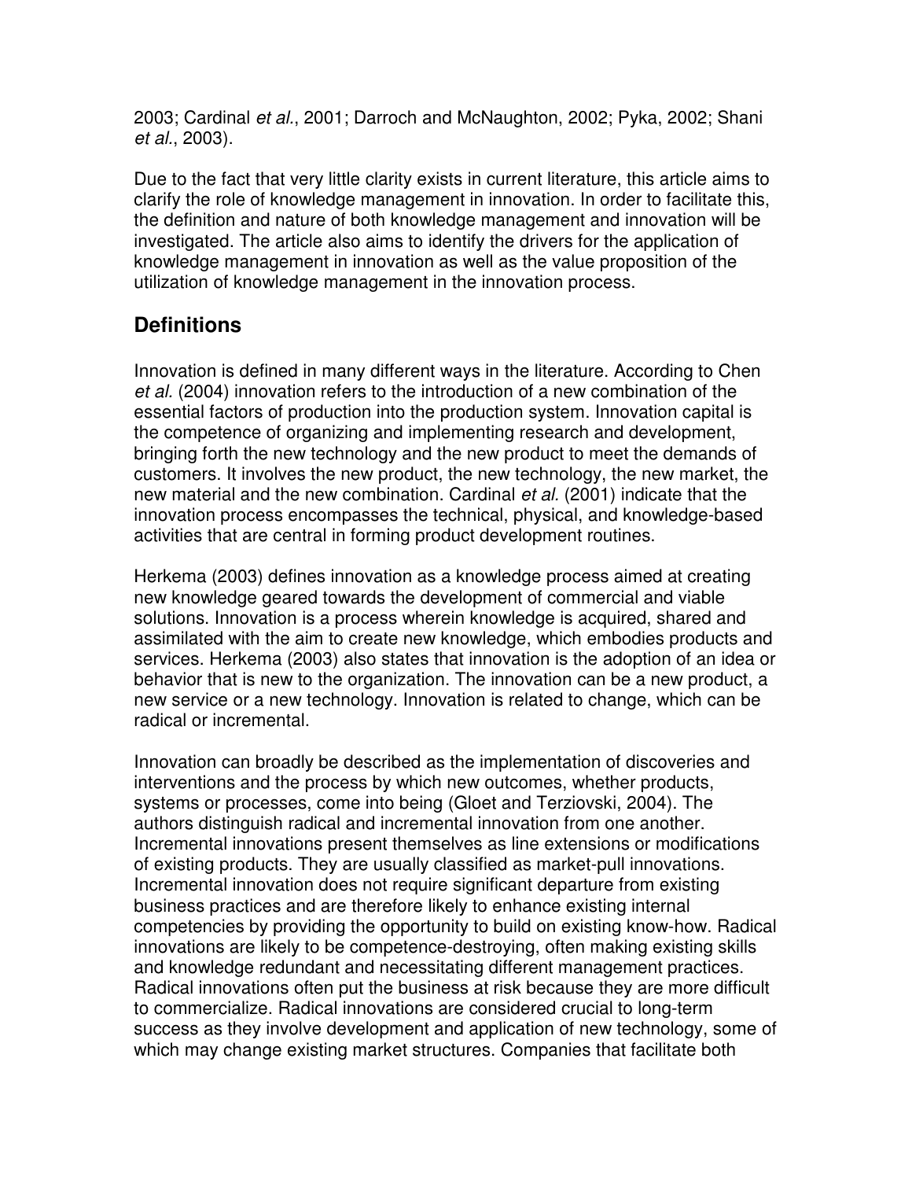2003; Cardinal *et al*., 2001; Darroch and McNaughton, 2002; Pyka, 2002; Shani *et al*., 2003).

Due to the fact that very little clarity exists in current literature, this article aims to clarify the role of knowledge management in innovation. In order to facilitate this, the definition and nature of both knowledge management and innovation will be investigated. The article also aims to identify the drivers for the application of knowledge management in innovation as well as the value proposition of the utilization of knowledge management in the innovation process.

## Definitions

Innovation is defined in many different ways in the literature. According to Chen *et al.* (2004) innovation refers to the introduction of a new combination of the essential factors of production into the production system. Innovation capital is the competence of organizing and implementing research and development, bringing forth the new technology and the new product to meet the demands of customers. It involves the new product, the new technology, the new market, the new material and the new combination. Cardinal *et al.* (2001) indicate that the innovation process encompasses the technical, physical, and knowledge-based activities that are central in forming product development routines.

Herkema (2003) defines innovation as a knowledge process aimed at creating new knowledge geared towards the development of commercial and viable solutions. Innovation is a process wherein knowledge is acquired, shared and assimilated with the aim to create new knowledge, which embodies products and services. Herkema (2003) also states that innovation is the adoption of an idea or behavior that is new to the organization. The innovation can be a new product, a new service or a new technology. Innovation is related to change, which can be radical or incremental.

Innovation can broadly be described as the implementation of discoveries and interventions and the process by which new outcomes, whether products, systems or processes, come into being (Gloet and Terziovski, 2004). The authors distinguish radical and incremental innovation from one another. Incremental innovations present themselves as line extensions or modifications of existing products. They are usually classified as market-pull innovations. Incremental innovation does not require significant departure from existing business practices and are therefore likely to enhance existing internal competencies by providing the opportunity to build on existing know-how. Radical innovations are likely to be competence-destroying, often making existing skills and knowledge redundant and necessitating different management practices. Radical innovations often put the business at risk because they are more difficult to commercialize. Radical innovations are considered crucial to long-term success as they involve development and application of new technology, some of which may change existing market structures. Companies that facilitate both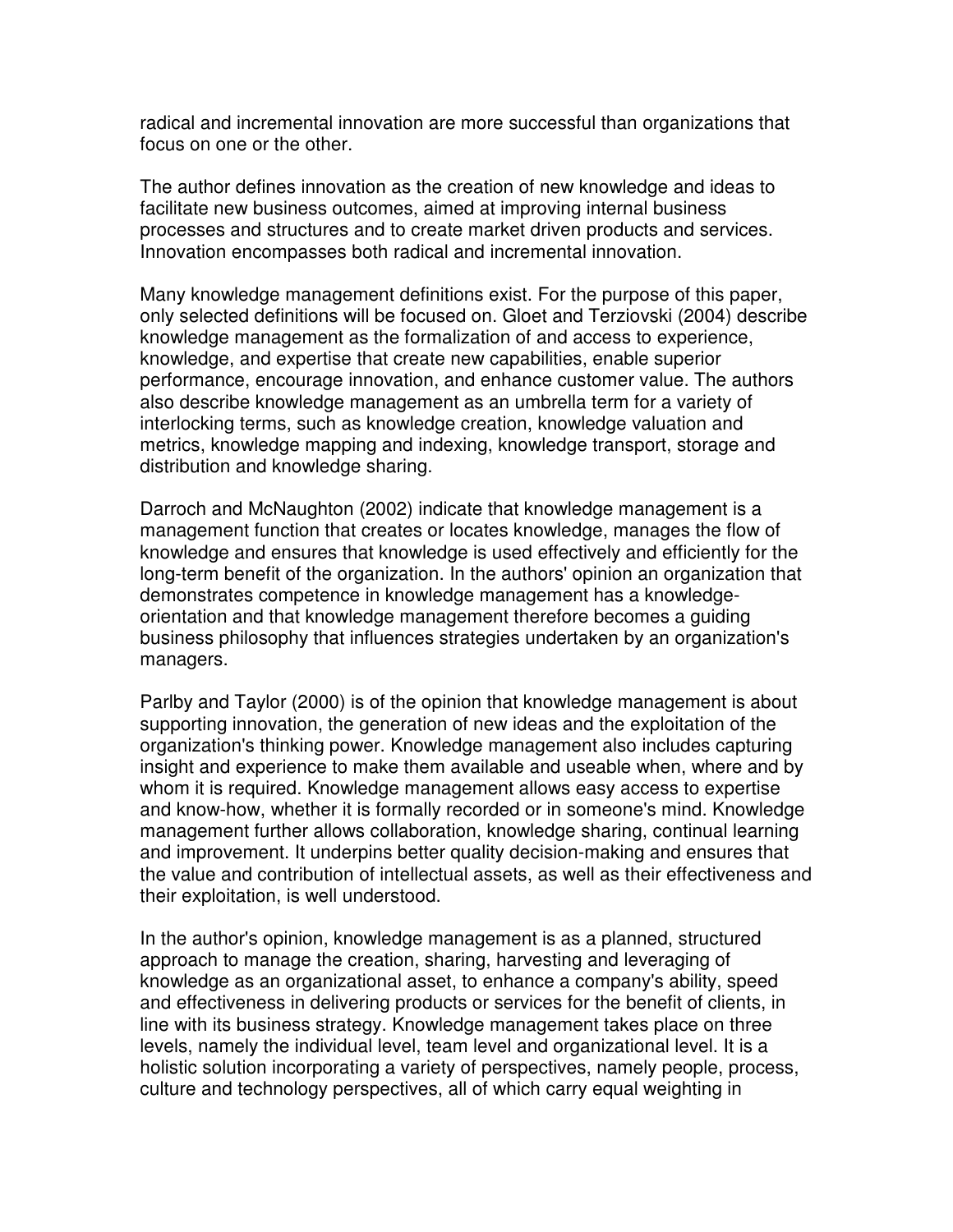radical and incremental innovation are more successful than organizations that focus on one or the other.

The author defines innovation as the creation of new knowledge and ideas to facilitate new business outcomes, aimed at improving internal business processes and structures and to create market driven products and services. Innovation encompasses both radical and incremental innovation.

Many knowledge management definitions exist. For the purpose of this paper, only selected definitions will be focused on. Gloet and Terziovski (2004) describe knowledge management as the formalization of and access to experience, knowledge, and expertise that create new capabilities, enable superior performance, encourage innovation, and enhance customer value. The authors also describe knowledge management as an umbrella term for a variety of interlocking terms, such as knowledge creation, knowledge valuation and metrics, knowledge mapping and indexing, knowledge transport, storage and distribution and knowledge sharing.

Darroch and McNaughton (2002) indicate that knowledge management is a management function that creates or locates knowledge, manages the flow of knowledge and ensures that knowledge is used effectively and efficiently for the long-term benefit of the organization. In the authors' opinion an organization that demonstrates competence in knowledge management has a knowledge-orientation and that knowledge management therefore becomes a guiding business philosophy that influences strategies undertaken by an organization's managers.

Parlby and Taylor (2000) is of the opinion that knowledge management is about supporting innovation, the generation of new ideas and the exploitation of the organization's thinking power. Knowledge management also includes capturing insight and experience to make them available and useable when, where and by whom it is required. Knowledge management allows easy access to expertise and know-how, whether it is formally recorded or in someone's mind. Knowledge management further allows collaboration, knowledge sharing, continual learning and improvement. It underpins better quality decision-making and ensures that the value and contribution of intellectual assets, as well as their effectiveness and their exploitation, is well understood.

In the author's opinion, knowledge management is as a planned, structured approach to manage the creation, sharing, harvesting and leveraging of knowledge as an organizational asset, to enhance a company's ability, speed and effectiveness in delivering products or services for the benefit of clients, in line with its business strategy. Knowledge management takes place on three levels, namely the individual level, team level and organizational level. It is a holistic solution incorporating a variety of perspectives, namely people, process, culture and technology perspectives, all of which carry equal weighting in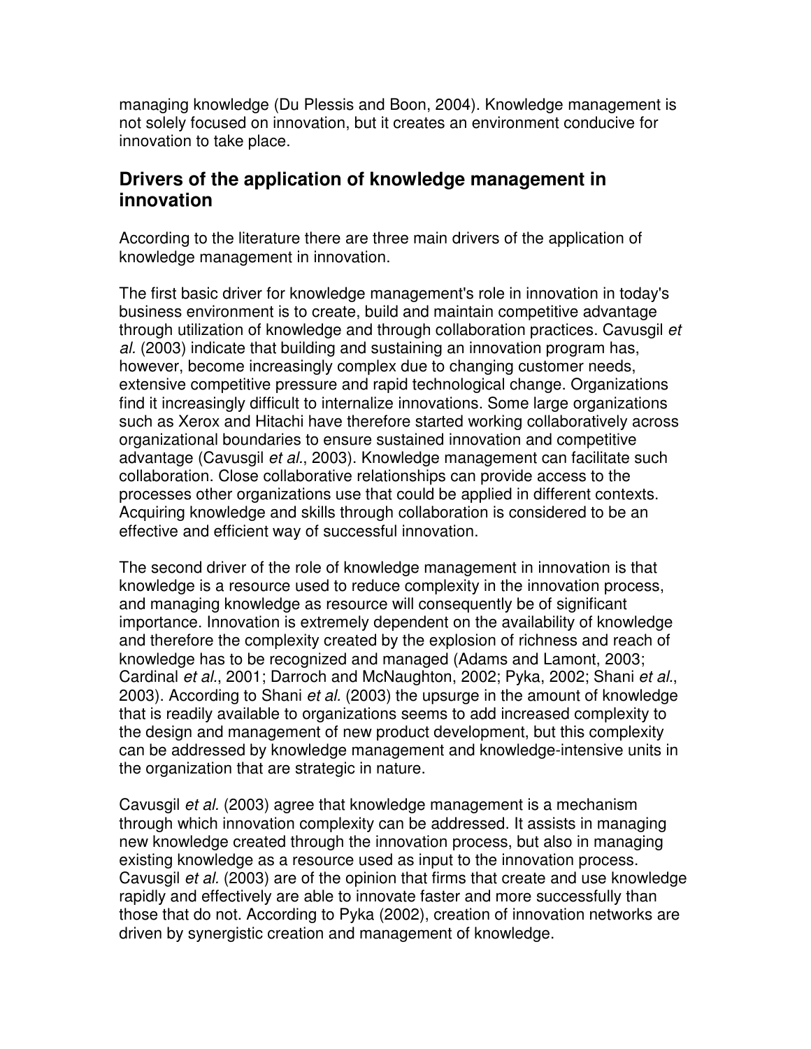managing knowledge (Du Plessis and Boon, 2004). Knowledge management is not solely focused on innovation, but it creates an environment conducive for innovation to take place.

## Drivers of the application of knowledge management in innovation

According to the literature there are three main drivers of the application of knowledge management in innovation.

The first basic driver for knowledge management's role in innovation in today's business environment is to create, build and maintain competitive advantage through utilization of knowledge and through collaboration practices. Cavusgil *et al.* (2003) indicate that building and sustaining an innovation program has, however, become increasingly complex due to changing customer needs, extensive competitive pressure and rapid technological change. Organizations find it increasingly difficult to internalize innovations. Some large organizations such as Xerox and Hitachi have therefore started working collaboratively across organizational boundaries to ensure sustained innovation and competitive advantage (Cavusgil *et al.*, 2003). Knowledge management can facilitate such collaboration. Close collaborative relationships can provide access to the processes other organizations use that could be applied in different contexts. Acquiring knowledge and skills through collaboration is considered to be an effective and efficient way of successful innovation.

The second driver of the role of knowledge management in innovation is that knowledge is a resource used to reduce complexity in the innovation process, and managing knowledge as resource will consequently be of significant importance. Innovation is extremely dependent on the availability of knowledge and therefore the complexity created by the explosion of richness and reach of knowledge has to be recognized and managed (Adams and Lamont, 2003; Cardinal *et al.*, 2001; Darroch and McNaughton, 2002; Pyka, 2002; Shani *et al.*, 2003). According to Shani *et al.* (2003) the upsurge in the amount of knowledge that is readily available to organizations seems to add increased complexity to the design and management of new product development, but this complexity can be addressed by knowledge management and knowledge-intensive units in the organization that are strategic in nature.

Cavusgil *et al.* (2003) agree that knowledge management is a mechanism through which innovation complexity can be addressed. It assists in managing new knowledge created through the innovation process, but also in managing existing knowledge as a resource used as input to the innovation process. Cavusgil *et al.* (2003) are of the opinion that firms that create and use knowledge rapidly and effectively are able to innovate faster and more successfully than those that do not. According to Pyka (2002), creation of innovation networks are driven by synergistic creation and management of knowledge.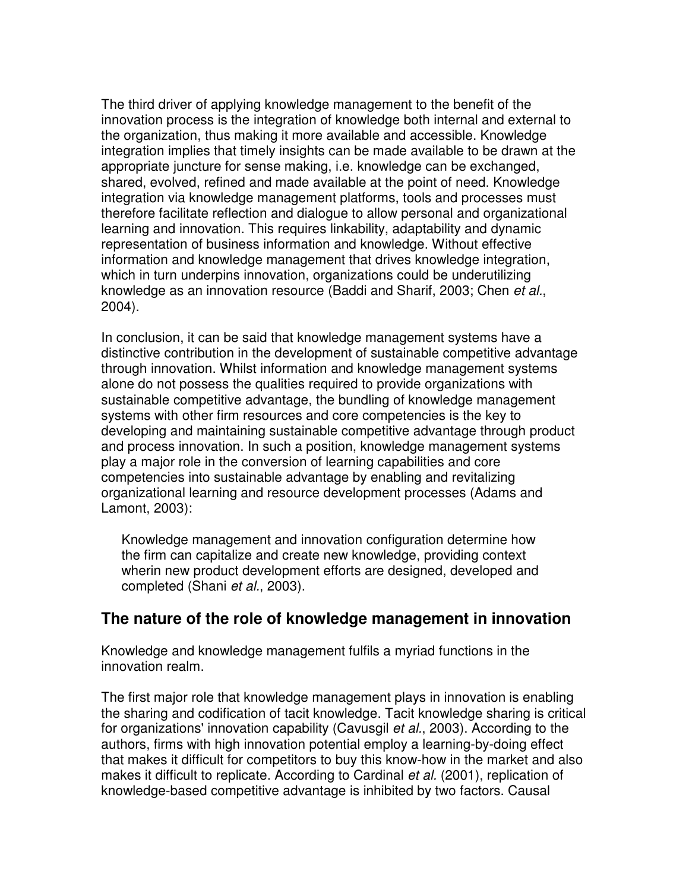The third driver of applying knowledge management to the benefit of the innovation process is the integration of knowledge both internal and external to the organization, thus making it more available and accessible. Knowledge integration implies that timely insights can be made available to be drawn at the appropriate juncture for sense making, i.e. knowledge can be exchanged, shared, evolved, refined and made available at the point of need. Knowledge integration via knowledge management platforms, tools and processes must therefore facilitate reflection and dialogue to allow personal and organizational learning and innovation. This requires linkability, adaptability and dynamic representation of business information and knowledge. Without effective information and knowledge management that drives knowledge integration, which in turn underpins innovation, organizations could be underutilizing knowledge as an innovation resource (Baddi and Sharif, 2003; Chen *et al.*, 2004).

In conclusion, it can be said that knowledge management systems have a distinctive contribution in the development of sustainable competitive advantage through innovation. Whilst information and knowledge management systems alone do not possess the qualities required to provide organizations with sustainable competitive advantage, the bundling of knowledge management systems with other firm resources and core competencies is the key to developing and maintaining sustainable competitive advantage through product and process innovation. In such a position, knowledge management systems play a major role in the conversion of learning capabilities and core competencies into sustainable advantage by enabling and revitalizing organizational learning and resource development processes (Adams and Lamont, 2003):

> Knowledge management and innovation configuration determine how the firm can capitalize and create new knowledge, providing context wherin new product development efforts are designed, developed and completed (Shani *et al.*, 2003).

## The nature of the role of knowledge management in innovation

Knowledge and knowledge management fulfils a myriad functions in the innovation realm.

The first major role that knowledge management plays in innovation is enabling the sharing and codification of tacit knowledge. Tacit knowledge sharing is critical for organizations' innovation capability (Cavusgil *et al.*, 2003). According to the authors, firms with high innovation potential employ a learning-by-doing effect that makes it difficult for competitors to buy this know-how in the market and also makes it difficult to replicate. According to Cardinal *et al.* (2001), replication of knowledge-based competitive advantage is inhibited by two factors. Causal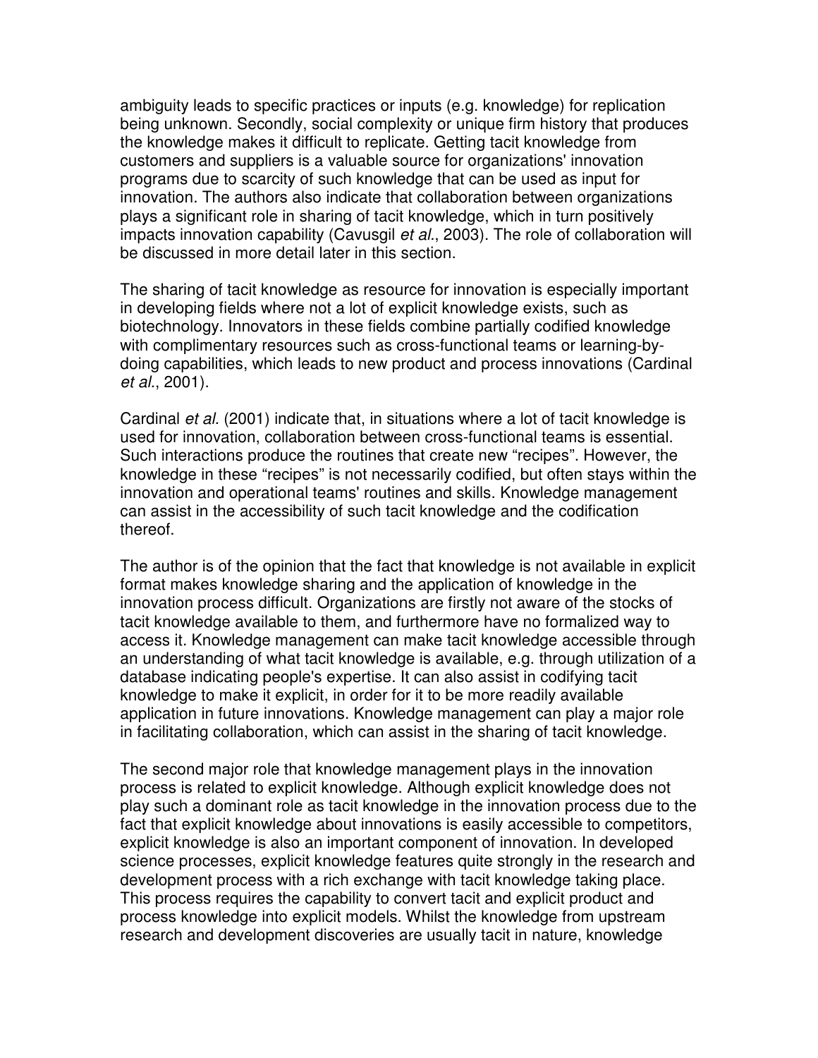ambiguity leads to specific practices or inputs (e.g. knowledge) for replication being unknown. Secondly, social complexity or unique firm history that produces the knowledge makes it difficult to replicate. Getting tacit knowledge from customers and suppliers is a valuable source for organizations' innovation programs due to scarcity of such knowledge that can be used as input for innovation. The authors also indicate that collaboration between organizations plays a significant role in sharing of tacit knowledge, which in turn positively impacts innovation capability (Cavusgil *et al.*, 2003). The role of collaboration will be discussed in more detail later in this section.

The sharing of tacit knowledge as resource for innovation is especially important in developing fields where not a lot of explicit knowledge exists, such as biotechnology. Innovators in these fields combine partially codified knowledge with complimentary resources such as cross-functional teams or learning-by-doing capabilities, which leads to new product and process innovations (Cardinal *et al.*, 2001).

Cardinal *et al.* (2001) indicate that, in situations where a lot of tacit knowledge is used for innovation, collaboration between cross-functional teams is essential. Such interactions produce the routines that create new "recipes". However, the knowledge in these "recipes" is not necessarily codified, but often stays within the innovation and operational teams' routines and skills. Knowledge management can assist in the accessibility of such tacit knowledge and the codification thereof.

The author is of the opinion that the fact that knowledge is not available in explicit format makes knowledge sharing and the application of knowledge in the innovation process difficult. Organizations are firstly not aware of the stocks of tacit knowledge available to them, and furthermore have no formalized way to access it. Knowledge management can make tacit knowledge accessible through an understanding of what tacit knowledge is available, e.g. through utilization of a database indicating people's expertise. It can also assist in codifying tacit knowledge to make it explicit, in order for it to be more readily available application in future innovations. Knowledge management can play a major role in facilitating collaboration, which can assist in the sharing of tacit knowledge.

The second major role that knowledge management plays in the innovation process is related to explicit knowledge. Although explicit knowledge does not play such a dominant role as tacit knowledge in the innovation process due to the fact that explicit knowledge about innovations is easily accessible to competitors, explicit knowledge is also an important component of innovation. In developed science processes, explicit knowledge features quite strongly in the research and development process with a rich exchange with tacit knowledge taking place. This process requires the capability to convert tacit and explicit product and process knowledge into explicit models. Whilst the knowledge from upstream research and development discoveries are usually tacit in nature, knowledge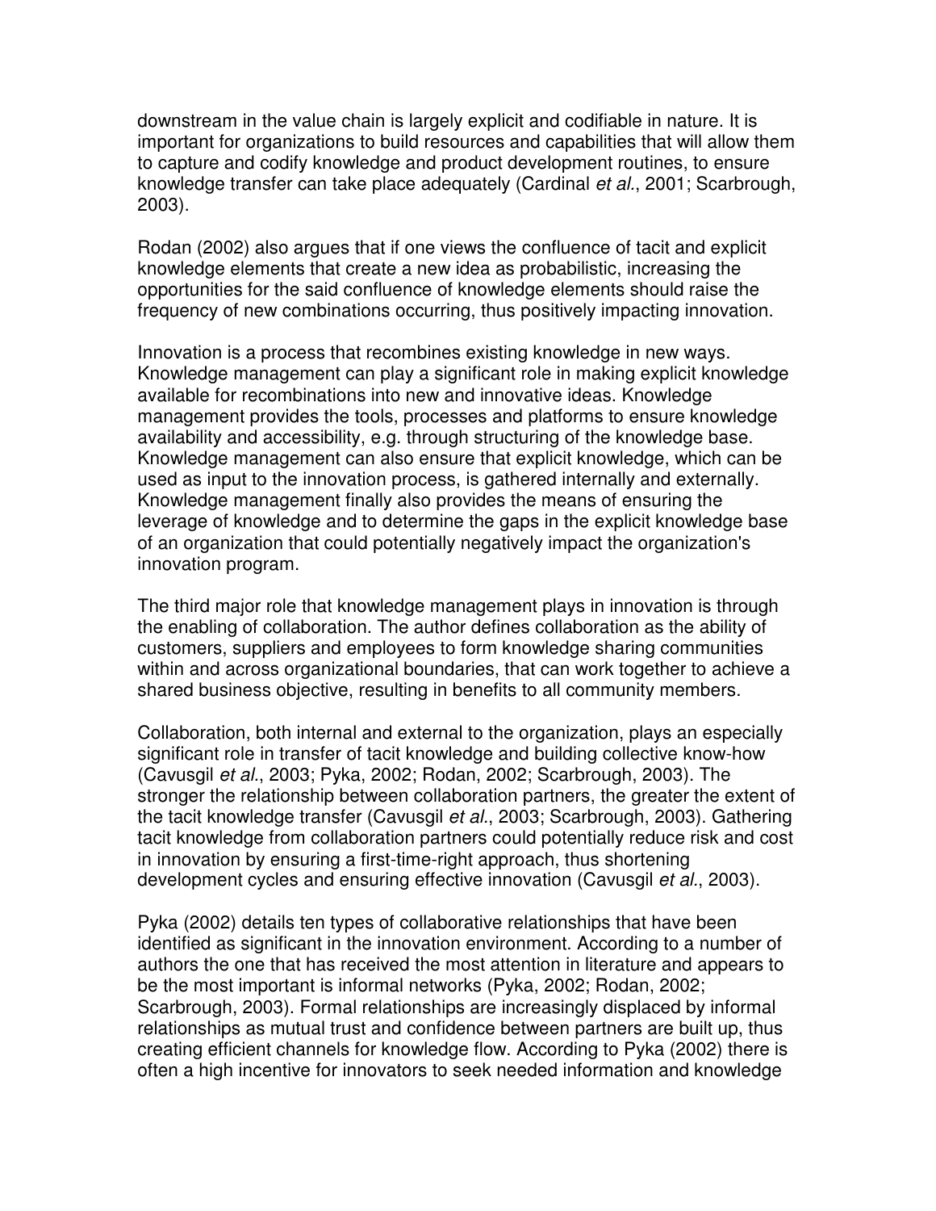downstream in the value chain is largely explicit and codifiable in nature. It is important for organizations to build resources and capabilities that will allow them to capture and codify knowledge and product development routines, to ensure knowledge transfer can take place adequately (Cardinal *et al.*, 2001; Scarbrough, 2003).

Rodan (2002) also argues that if one views the confluence of tacit and explicit knowledge elements that create a new idea as probabilistic, increasing the opportunities for the said confluence of knowledge elements should raise the frequency of new combinations occurring, thus positively impacting innovation.

Innovation is a process that recombines existing knowledge in new ways. Knowledge management can play a significant role in making explicit knowledge available for recombinations into new and innovative ideas. Knowledge management provides the tools, processes and platforms to ensure knowledge availability and accessibility, e.g. through structuring of the knowledge base. Knowledge management can also ensure that explicit knowledge, which can be used as input to the innovation process, is gathered internally and externally. Knowledge management finally also provides the means of ensuring the leverage of knowledge and to determine the gaps in the explicit knowledge base of an organization that could potentially negatively impact the organization's innovation program.

The third major role that knowledge management plays in innovation is through the enabling of collaboration. The author defines collaboration as the ability of customers, suppliers and employees to form knowledge sharing communities within and across organizational boundaries, that can work together to achieve a shared business objective, resulting in benefits to all community members.

Collaboration, both internal and external to the organization, plays an especially significant role in transfer of tacit knowledge and building collective know-how (Cavusgil *et al.*, 2003; Pyka, 2002; Rodan, 2002; Scarbrough, 2003). The stronger the relationship between collaboration partners, the greater the extent of the tacit knowledge transfer (Cavusgil *et al.*, 2003; Scarbrough, 2003). Gathering tacit knowledge from collaboration partners could potentially reduce risk and cost in innovation by ensuring a first-time-right approach, thus shortening development cycles and ensuring effective innovation (Cavusgil *et al.*, 2003).

Pyka (2002) details ten types of collaborative relationships that have been identified as significant in the innovation environment. According to a number of authors the one that has received the most attention in literature and appears to be the most important is informal networks (Pyka, 2002; Rodan, 2002; Scarbrough, 2003). Formal relationships are increasingly displaced by informal relationships as mutual trust and confidence between partners are built up, thus creating efficient channels for knowledge flow. According to Pyka (2002) there is often a high incentive for innovators to seek needed information and knowledge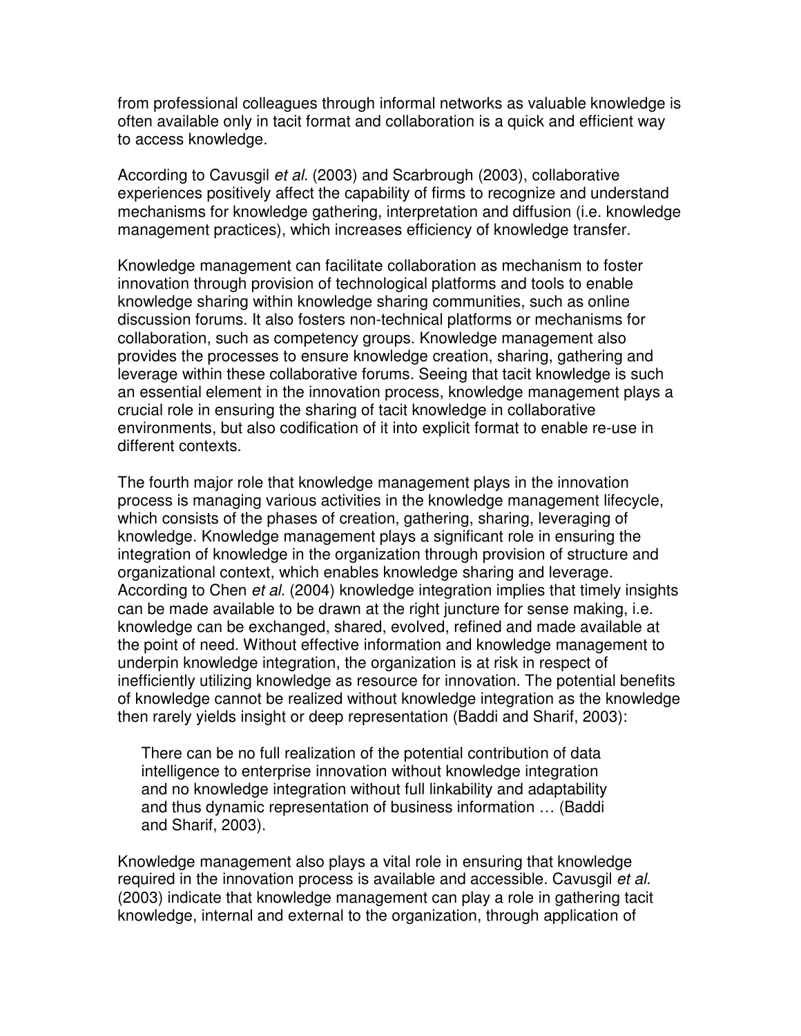from professional colleagues through informal networks as valuable knowledge is often available only in tacit format and collaboration is a quick and efficient way to access knowledge.

According to Cavusgil *et al.* (2003) and Scarbrough (2003), collaborative experiences positively affect the capability of firms to recognize and understand mechanisms for knowledge gathering, interpretation and diffusion (i.e. knowledge management practices), which increases efficiency of knowledge transfer.

Knowledge management can facilitate collaboration as mechanism to foster innovation through provision of technological platforms and tools to enable knowledge sharing within knowledge sharing communities, such as online discussion forums. It also fosters non-technical platforms or mechanisms for collaboration, such as competency groups. Knowledge management also provides the processes to ensure knowledge creation, sharing, gathering and leverage within these collaborative forums. Seeing that tacit knowledge is such an essential element in the innovation process, knowledge management plays a crucial role in ensuring the sharing of tacit knowledge in collaborative environments, but also codification of it into explicit format to enable re-use in different contexts.

The fourth major role that knowledge management plays in the innovation process is managing various activities in the knowledge management lifecycle, which consists of the phases of creation, gathering, sharing, leveraging of knowledge. Knowledge management plays a significant role in ensuring the integration of knowledge in the organization through provision of structure and organizational context, which enables knowledge sharing and leverage. According to Chen *et al.* (2004) knowledge integration implies that timely insights can be made available to be drawn at the right juncture for sense making, i.e. knowledge can be exchanged, shared, evolved, refined and made available at the point of need. Without effective information and knowledge management to underpin knowledge integration, the organization is at risk in respect of inefficiently utilizing knowledge as resource for innovation. The potential benefits of knowledge cannot be realized without knowledge integration as the knowledge then rarely yields insight or deep representation (Baddi and Sharif, 2003):

> There can be no full realization of the potential contribution of data intelligence to enterprise innovation without knowledge integration and no knowledge integration without full linkability and adaptability and thus dynamic representation of business information … (Baddi and Sharif, 2003).

Knowledge management also plays a vital role in ensuring that knowledge required in the innovation process is available and accessible. Cavusgil *et al.* (2003) indicate that knowledge management can play a role in gathering tacit knowledge, internal and external to the organization, through application of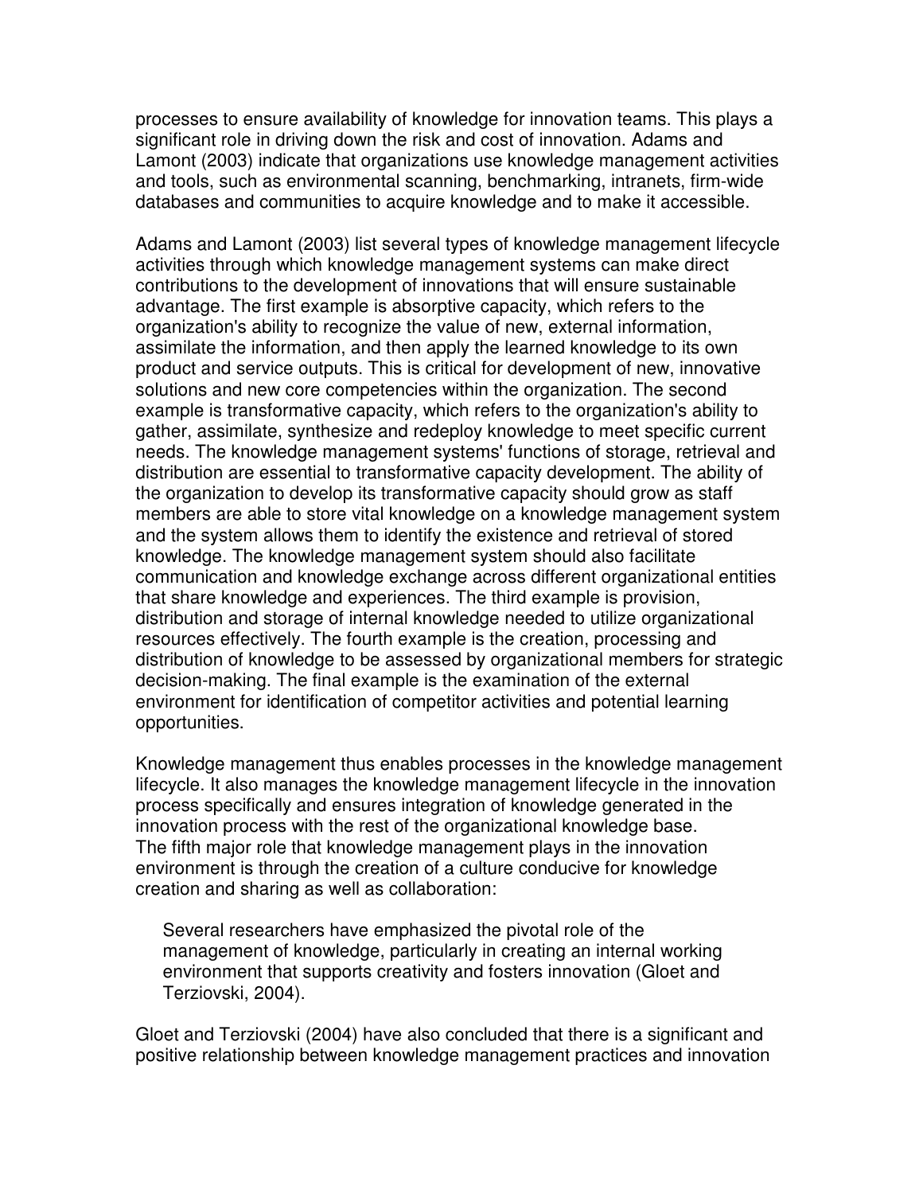processes to ensure availability of knowledge for innovation teams. This plays a significant role in driving down the risk and cost of innovation. Adams and Lamont (2003) indicate that organizations use knowledge management activities and tools, such as environmental scanning, benchmarking, intranets, firm-wide databases and communities to acquire knowledge and to make it accessible.

Adams and Lamont (2003) list several types of knowledge management lifecycle activities through which knowledge management systems can make direct contributions to the development of innovations that will ensure sustainable advantage. The first example is absorptive capacity, which refers to the organization's ability to recognize the value of new, external information, assimilate the information, and then apply the learned knowledge to its own product and service outputs. This is critical for development of new, innovative solutions and new core competencies within the organization. The second example is transformative capacity, which refers to the organization's ability to gather, assimilate, synthesize and redeploy knowledge to meet specific current needs. The knowledge management systems' functions of storage, retrieval and distribution are essential to transformative capacity development. The ability of the organization to develop its transformative capacity should grow as staff members are able to store vital knowledge on a knowledge management system and the system allows them to identify the existence and retrieval of stored knowledge. The knowledge management system should also facilitate communication and knowledge exchange across different organizational entities that share knowledge and experiences. The third example is provision, distribution and storage of internal knowledge needed to utilize organizational resources effectively. The fourth example is the creation, processing and distribution of knowledge to be assessed by organizational members for strategic decision-making. The final example is the examination of the external environment for identification of competitor activities and potential learning opportunities.

Knowledge management thus enables processes in the knowledge management lifecycle. It also manages the knowledge management lifecycle in the innovation process specifically and ensures integration of knowledge generated in the innovation process with the rest of the organizational knowledge base.
The fifth major role that knowledge management plays in the innovation environment is through the creation of a culture conducive for knowledge creation and sharing as well as collaboration:

> Several researchers have emphasized the pivotal role of the management of knowledge, particularly in creating an internal working environment that supports creativity and fosters innovation (Gloet and Terziovski, 2004).

Gloet and Terziovski (2004) have also concluded that there is a significant and positive relationship between knowledge management practices and innovation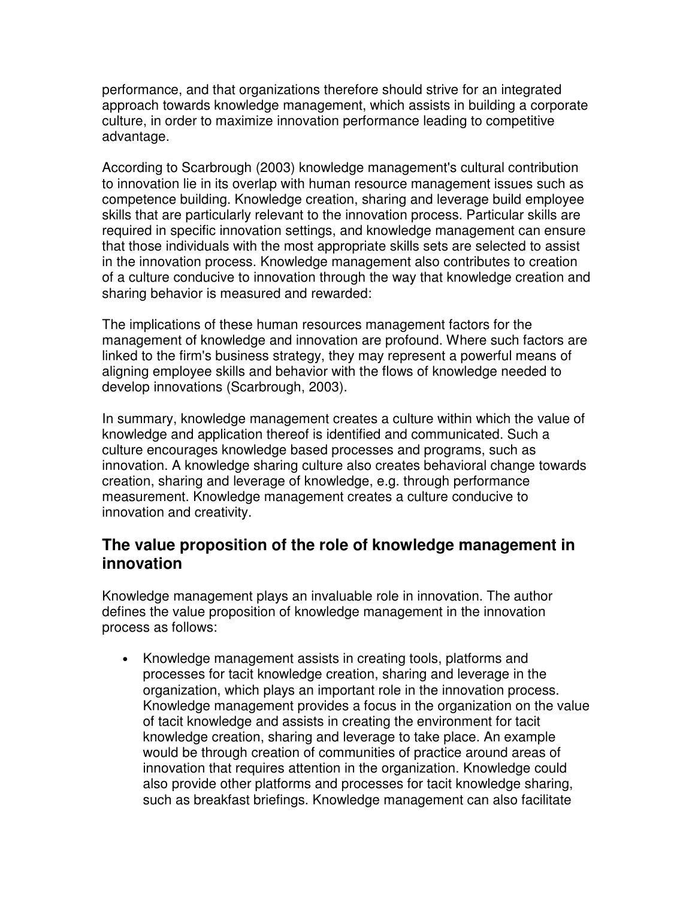performance, and that organizations therefore should strive for an integrated approach towards knowledge management, which assists in building a corporate culture, in order to maximize innovation performance leading to competitive advantage.

According to Scarbrough (2003) knowledge management's cultural contribution to innovation lie in its overlap with human resource management issues such as competence building. Knowledge creation, sharing and leverage build employee skills that are particularly relevant to the innovation process. Particular skills are required in specific innovation settings, and knowledge management can ensure that those individuals with the most appropriate skills sets are selected to assist in the innovation process. Knowledge management also contributes to creation of a culture conducive to innovation through the way that knowledge creation and sharing behavior is measured and rewarded:

The implications of these human resources management factors for the management of knowledge and innovation are profound. Where such factors are linked to the firm's business strategy, they may represent a powerful means of aligning employee skills and behavior with the flows of knowledge needed to develop innovations (Scarbrough, 2003).

In summary, knowledge management creates a culture within which the value of knowledge and application thereof is identified and communicated. Such a culture encourages knowledge based processes and programs, such as innovation. A knowledge sharing culture also creates behavioral change towards creation, sharing and leverage of knowledge, e.g. through performance measurement. Knowledge management creates a culture conducive to innovation and creativity.

## The value proposition of the role of knowledge management in innovation

Knowledge management plays an invaluable role in innovation. The author defines the value proposition of knowledge management in the innovation process as follows:

- Knowledge management assists in creating tools, platforms and processes for tacit knowledge creation, sharing and leverage in the organization, which plays an important role in the innovation process. Knowledge management provides a focus in the organization on the value of tacit knowledge and assists in creating the environment for tacit knowledge creation, sharing and leverage to take place. An example would be through creation of communities of practice around areas of innovation that requires attention in the organization. Knowledge could also provide other platforms and processes for tacit knowledge sharing, such as breakfast briefings. Knowledge management can also facilitate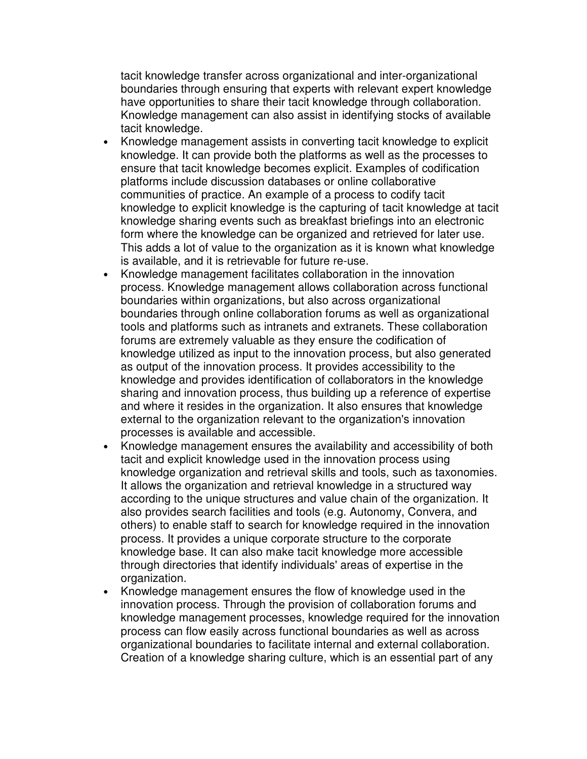tacit knowledge transfer across organizational and inter-organizational boundaries through ensuring that experts with relevant expert knowledge have opportunities to share their tacit knowledge through collaboration. Knowledge management can also assist in identifying stocks of available tacit knowledge.

- Knowledge management assists in converting tacit knowledge to explicit knowledge. It can provide both the platforms as well as the processes to ensure that tacit knowledge becomes explicit. Examples of codification platforms include discussion databases or online collaborative communities of practice. An example of a process to codify tacit knowledge to explicit knowledge is the capturing of tacit knowledge at tacit knowledge sharing events such as breakfast briefings into an electronic form where the knowledge can be organized and retrieved for later use. This adds a lot of value to the organization as it is known what knowledge is available, and it is retrievable for future re-use.
- Knowledge management facilitates collaboration in the innovation process. Knowledge management allows collaboration across functional boundaries within organizations, but also across organizational boundaries through online collaboration forums as well as organizational tools and platforms such as intranets and extranets. These collaboration forums are extremely valuable as they ensure the codification of knowledge utilized as input to the innovation process, but also generated as output of the innovation process. It provides accessibility to the knowledge and provides identification of collaborators in the knowledge sharing and innovation process, thus building up a reference of expertise and where it resides in the organization. It also ensures that knowledge external to the organization relevant to the organization's innovation processes is available and accessible.
- Knowledge management ensures the availability and accessibility of both tacit and explicit knowledge used in the innovation process using knowledge organization and retrieval skills and tools, such as taxonomies. It allows the organization and retrieval knowledge in a structured way according to the unique structures and value chain of the organization. It also provides search facilities and tools (e.g. Autonomy, Convera, and others) to enable staff to search for knowledge required in the innovation process. It provides a unique corporate structure to the corporate knowledge base. It can also make tacit knowledge more accessible through directories that identify individuals' areas of expertise in the organization.
- Knowledge management ensures the flow of knowledge used in the innovation process. Through the provision of collaboration forums and knowledge management processes, knowledge required for the innovation process can flow easily across functional boundaries as well as across organizational boundaries to facilitate internal and external collaboration. Creation of a knowledge sharing culture, which is an essential part of any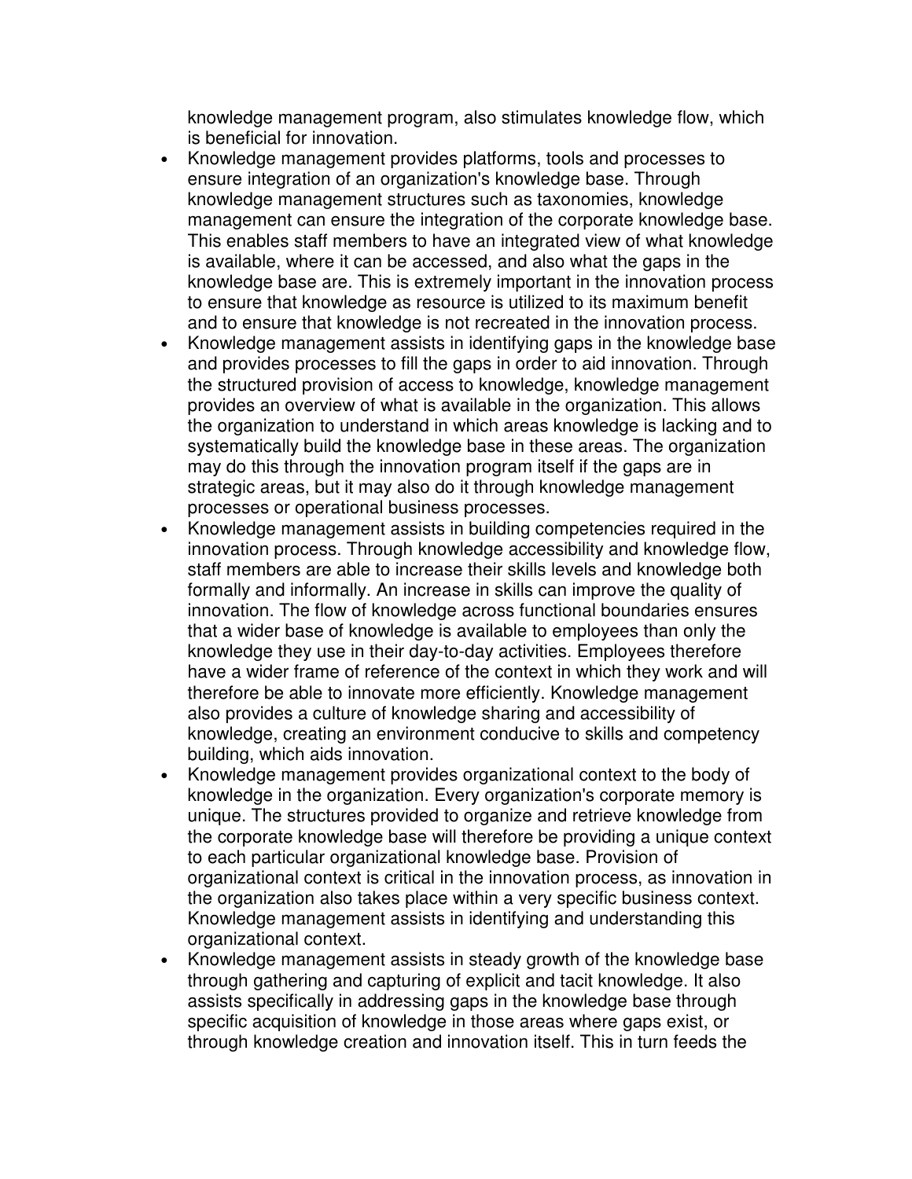knowledge management program, also stimulates knowledge flow, which is beneficial for innovation.

- Knowledge management provides platforms, tools and processes to ensure integration of an organization's knowledge base. Through knowledge management structures such as taxonomies, knowledge management can ensure the integration of the corporate knowledge base. This enables staff members to have an integrated view of what knowledge is available, where it can be accessed, and also what the gaps in the knowledge base are. This is extremely important in the innovation process to ensure that knowledge as resource is utilized to its maximum benefit and to ensure that knowledge is not recreated in the innovation process.
- Knowledge management assists in identifying gaps in the knowledge base and provides processes to fill the gaps in order to aid innovation. Through the structured provision of access to knowledge, knowledge management provides an overview of what is available in the organization. This allows the organization to understand in which areas knowledge is lacking and to systematically build the knowledge base in these areas. The organization may do this through the innovation program itself if the gaps are in strategic areas, but it may also do it through knowledge management processes or operational business processes.
- Knowledge management assists in building competencies required in the innovation process. Through knowledge accessibility and knowledge flow, staff members are able to increase their skills levels and knowledge both formally and informally. An increase in skills can improve the quality of innovation. The flow of knowledge across functional boundaries ensures that a wider base of knowledge is available to employees than only the knowledge they use in their day-to-day activities. Employees therefore have a wider frame of reference of the context in which they work and will therefore be able to innovate more efficiently. Knowledge management also provides a culture of knowledge sharing and accessibility of knowledge, creating an environment conducive to skills and competency building, which aids innovation.
- Knowledge management provides organizational context to the body of knowledge in the organization. Every organization's corporate memory is unique. The structures provided to organize and retrieve knowledge from the corporate knowledge base will therefore be providing a unique context to each particular organizational knowledge base. Provision of organizational context is critical in the innovation process, as innovation in the organization also takes place within a very specific business context. Knowledge management assists in identifying and understanding this organizational context.
- Knowledge management assists in steady growth of the knowledge base through gathering and capturing of explicit and tacit knowledge. It also assists specifically in addressing gaps in the knowledge base through specific acquisition of knowledge in those areas where gaps exist, or through knowledge creation and innovation itself. This in turn feeds the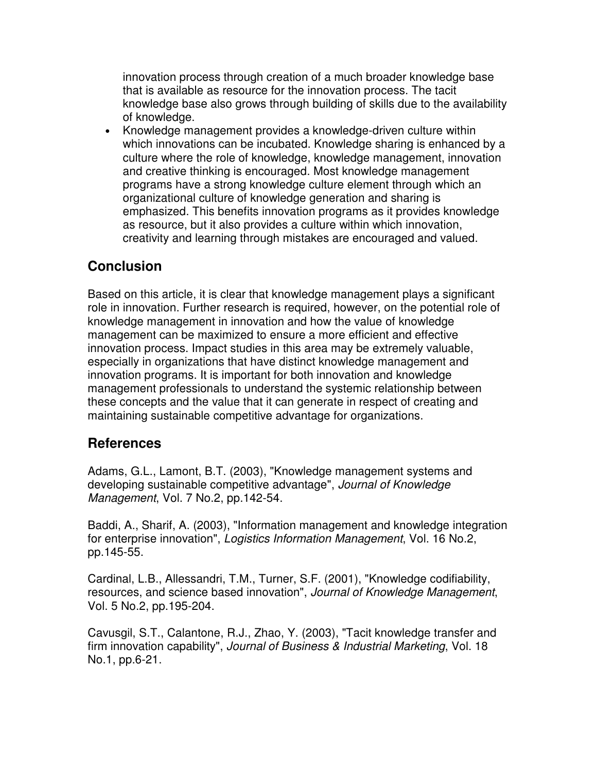innovation process through creation of a much broader knowledge base that is available as resource for the innovation process. The tacit knowledge base also grows through building of skills due to the availability of knowledge.

- Knowledge management provides a knowledge-driven culture within which innovations can be incubated. Knowledge sharing is enhanced by a culture where the role of knowledge, knowledge management, innovation and creative thinking is encouraged. Most knowledge management programs have a strong knowledge culture element through which an organizational culture of knowledge generation and sharing is emphasized. This benefits innovation programs as it provides knowledge as resource, but it also provides a culture within which innovation, creativity and learning through mistakes are encouraged and valued.

## Conclusion

Based on this article, it is clear that knowledge management plays a significant role in innovation. Further research is required, however, on the potential role of knowledge management in innovation and how the value of knowledge management can be maximized to ensure a more efficient and effective innovation process. Impact studies in this area may be extremely valuable, especially in organizations that have distinct knowledge management and innovation programs. It is important for both innovation and knowledge management professionals to understand the systemic relationship between these concepts and the value that it can generate in respect of creating and maintaining sustainable competitive advantage for organizations.

## References

Adams, G.L., Lamont, B.T. (2003), "Knowledge management systems and developing sustainable competitive advantage", *Journal of Knowledge Management*, Vol. 7 No.2, pp.142-54.

Baddi, A., Sharif, A. (2003), "Information management and knowledge integration for enterprise innovation", *Logistics Information Management*, Vol. 16 No.2, pp.145-55.

Cardinal, L.B., Allessandri, T.M., Turner, S.F. (2001), "Knowledge codifiability, resources, and science based innovation", *Journal of Knowledge Management*, Vol. 5 No.2, pp.195-204.

Cavusgil, S.T., Calantone, R.J., Zhao, Y. (2003), "Tacit knowledge transfer and firm innovation capability", *Journal of Business & Industrial Marketing*, Vol. 18 No.1, pp.6-21.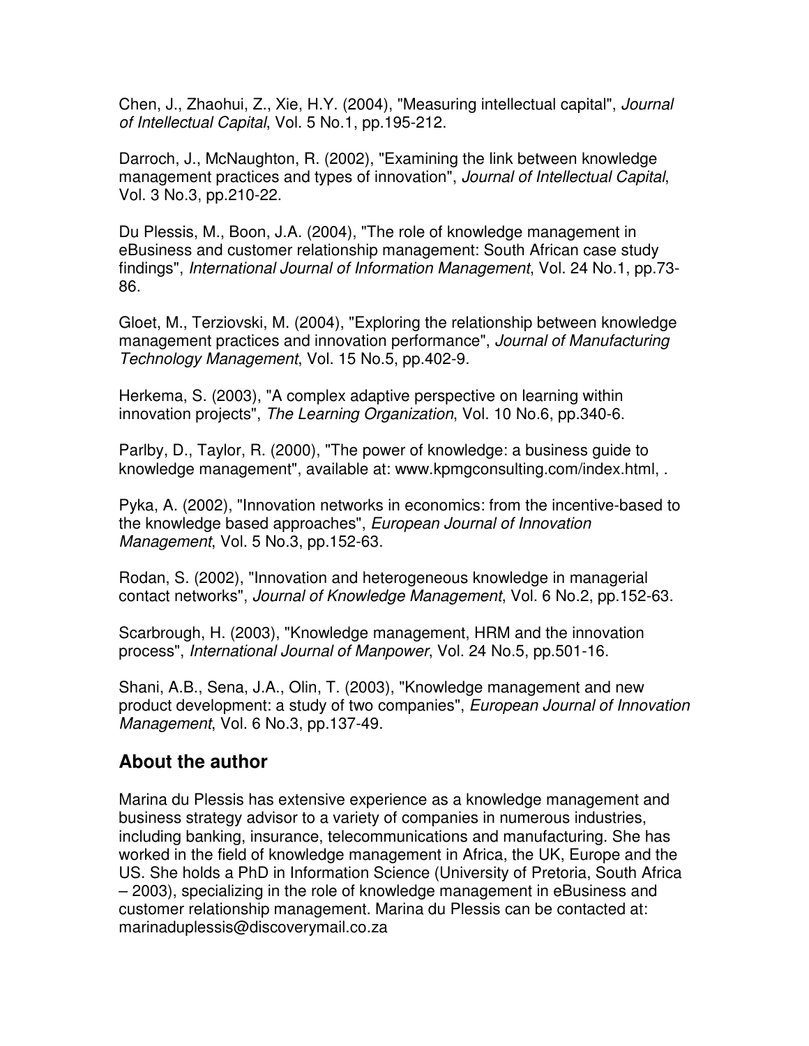Chen, J., Zhaohui, Z., Xie, H.Y. (2004), "Measuring intellectual capital", *Journal of Intellectual Capital*, Vol. 5 No.1, pp.195-212.

Darroch, J., McNaughton, R. (2002), "Examining the link between knowledge management practices and types of innovation", *Journal of Intellectual Capital*, Vol. 3 No.3, pp.210-22.

Du Plessis, M., Boon, J.A. (2004), "The role of knowledge management in eBusiness and customer relationship management: South African case study findings", *International Journal of Information Management*, Vol. 24 No.1, pp.73-86.

Gloet, M., Terziovski, M. (2004), "Exploring the relationship between knowledge management practices and innovation performance", *Journal of Manufacturing Technology Management*, Vol. 15 No.5, pp.402-9.

Herkema, S. (2003), "A complex adaptive perspective on learning within innovation projects", *The Learning Organization*, Vol. 10 No.6, pp.340-6.

Parlby, D., Taylor, R. (2000), "The power of knowledge: a business guide to knowledge management", available at: www.kpmgconsulting.com/index.html, .

Pyka, A. (2002), "Innovation networks in economics: from the incentive-based to the knowledge based approaches", *European Journal of Innovation Management*, Vol. 5 No.3, pp.152-63.

Rodan, S. (2002), "Innovation and heterogeneous knowledge in managerial contact networks", *Journal of Knowledge Management*, Vol. 6 No.2, pp.152-63.

Scarbrough, H. (2003), "Knowledge management, HRM and the innovation process", *International Journal of Manpower*, Vol. 24 No.5, pp.501-16.

Shani, A.B., Sena, J.A., Olin, T. (2003), "Knowledge management and new product development: a study of two companies", *European Journal of Innovation Management*, Vol. 6 No.3, pp.137-49.

## About the author

Marina du Plessis has extensive experience as a knowledge management and business strategy advisor to a variety of companies in numerous industries, including banking, insurance, telecommunications and manufacturing. She has worked in the field of knowledge management in Africa, the UK, Europe and the US. She holds a PhD in Information Science (University of Pretoria, South Africa – 2003), specializing in the role of knowledge management in eBusiness and customer relationship management. Marina du Plessis can be contacted at: marinaduplessis@discoverymail.co.za